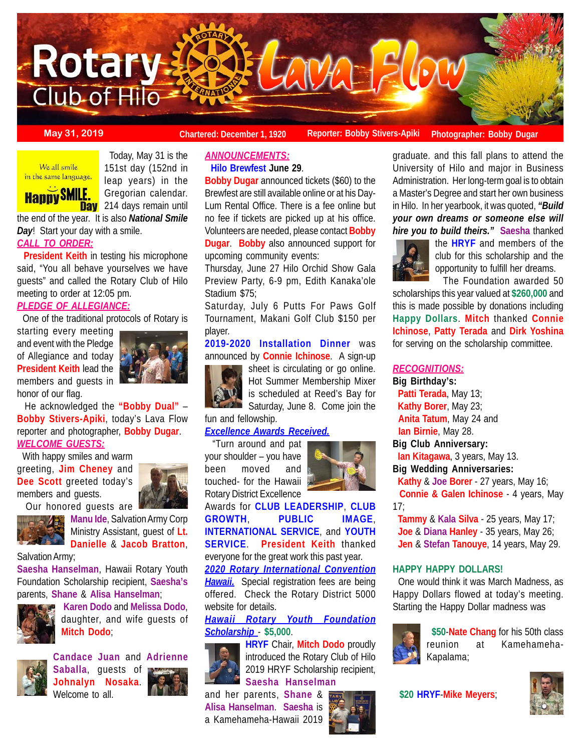# Rotary Club of Hilo Lava Flow

May 31, 2019 | Chartered: December 1, 1920 | Reporter: Bobby Stivers-Apiki | Photographer: Bobby Dugar

We all smile in the same language. Happy SMILE Day

Today, May 31 is the 151st day (152nd in leap years) in the Gregorian calendar. 214 days remain until the end of the year. It is also ***National Smile Day***! Start your day with a smile.

## CALL TO ORDER:

**President Keith** in testing his microphone said, "You all behave yourselves we have guests" and called the Rotary Club of Hilo meeting to order at 12:05 pm.

## PLEDGE OF ALLEGIANCE:

One of the traditional protocols of Rotary is starting every meeting and event with the Pledge of Allegiance and today **President Keith** lead the members and guests in honor of our flag.

He acknowledged the **"Bobby Dual"** – **Bobby Stivers-Apiki**, today's Lava Flow reporter and photographer, **Bobby Dugar**.

## WELCOME GUESTS:

With happy smiles and warm greeting, **Jim Cheney** and **Dee Scott** greeted today's members and guests.

Our honored guests are **Manu Ide**, Salvation Army Corp Ministry Assistant, guest of **Lt. Danielle** & **Jacob Bratton**, Salvation Army;

**Saesha Hanselman**, Hawaii Rotary Youth Foundation Scholarship recipient, **Saesha's** parents, **Shane** & **Alisa Hanselman**;

**Karen Dodo** and **Melissa Dodo**, daughter, and wife guests of **Mitch Dodo**;

**Candace Juan** and **Adrienne Saballa**, guests of **Johnalyn Nosaka**. Welcome to all.

## ANNOUNCEMENTS:

**Hilo Brewfest June 29**.

**Bobby Dugar** announced tickets ($60) to the Brewfest are still available online or at his Day-Lum Rental Office. There is a fee online but no fee if tickets are picked up at his office. Volunteers are needed, please contact **Bobby Dugar**. **Bobby** also announced support for upcoming community events:

Thursday, June 27 Hilo Orchid Show Gala Preview Party, 6-9 pm, Edith Kanaka'ole Stadium $75;

Saturday, July 6 Putts For Paws Golf Tournament, Makani Golf Club $150 per player.

**2019-2020 Installation Dinner** was announced by **Connie Ichinose**. A sign-up sheet is circulating or go online. Hot Summer Membership Mixer is scheduled at Reed's Bay for Saturday, June 8. Come join the fun and fellowship.

## *Excellence Awards Received.*

"Turn around and pat your shoulder – you have been moved and touched- for the Hawaii Rotary District Excellence Awards for **CLUB LEADERSHIP**, **CLUB GROWTH**, **PUBLIC IMAGE**, **INTERNATIONAL SERVICE**, and **YOUTH SERVICE**. **President Keith** thanked everyone for the great work this past year.

***2020 Rotary International Convention Hawaii.*** Special registration fees are being offered. Check the Rotary District 5000 website for details.

***Hawaii Rotary Youth Foundation Scholarship*** **- $5,000.**

**HRYF** Chair, **Mitch Dodo** proudly introduced the Rotary Club of Hilo 2019 HRYF Scholarship recipient, **Saesha Hanselman** and her parents, **Shane** & **Alisa Hanselman**. **Saesha** is a Kamehameha-Hawaii 2019 graduate. and this fall plans to attend the University of Hilo and major in Business Administration. Her long-term goal is to obtain a Master's Degree and start her own business in Hilo. In her yearbook, it was quoted, ***"Build your own dreams or someone else will hire you to build theirs."*** **Saesha** thanked the **HRYF** and members of the club for this scholarship and the opportunity to fulfill her dreams.

The Foundation awarded 50 scholarships this year valued at **$260,000** and this is made possible by donations including **Happy Dollars**. **Mitch** thanked **Connie Ichinose**, **Patty Terada** and **Dirk Yoshina** for serving on the scholarship committee.

## RECOGNITIONS:

**Big Birthday's:**

**Patti Terada**, May 13;
**Kathy Borer**, May 23;
**Anita Tatum**, May 24 and
**Ian Birnie**, May 28.

**Big Club Anniversary:**

**Ian Kitagawa**, 3 years, May 13.

**Big Wedding Anniversaries:**

**Kathy** & **Joe Borer** - 27 years, May 16;
**Connie & Galen Ichinose** - 4 years, May 17;
**Tammy** & **Kala Silva** - 25 years, May 17;
**Joe** & **Diana Hanley** - 35 years, May 26;
**Jen** & **Stefan Tanouye**, 14 years, May 29.

## HAPPY HAPPY DOLLARS!

One would think it was March Madness, as Happy Dollars flowed at today's meeting. Starting the Happy Dollar madness was

**$50-Nate Chang** for his 50th class reunion at Kamehameha-Kapalama;

**$20 HRYF-Mike Meyers**;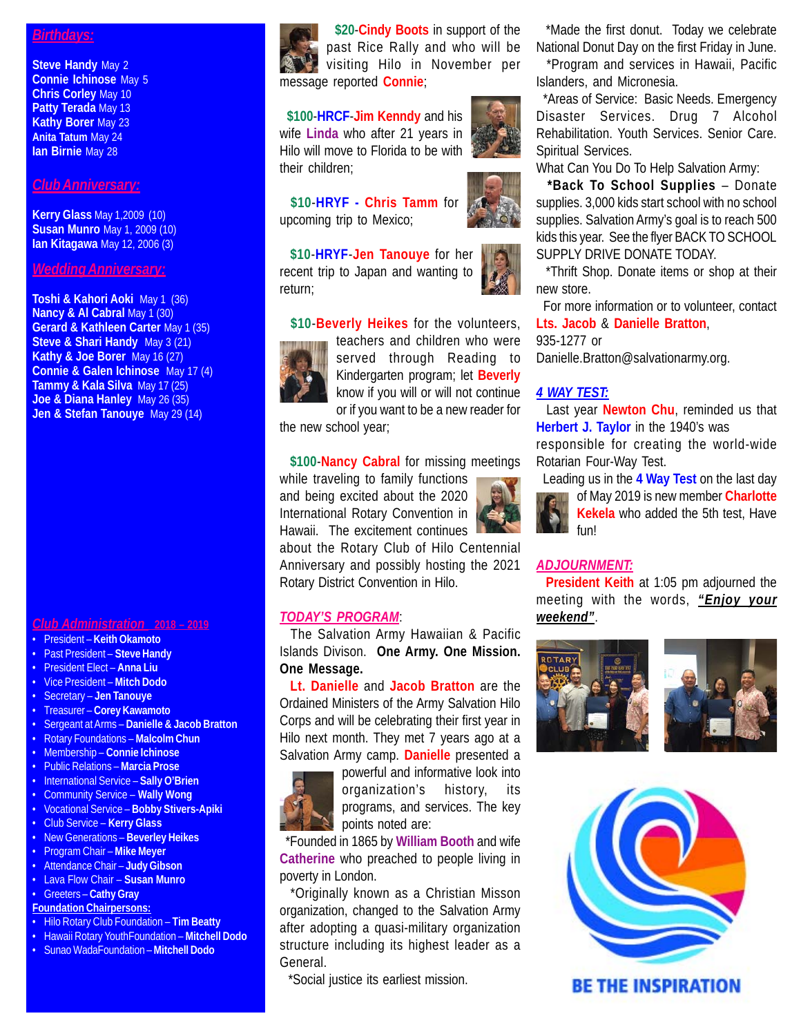## *Birthdays:*

**Steve Handy** May 2
**Connie Ichinose** May 5
**Chris Corley** May 10
**Patty Terada** May 13
**Kathy Borer** May 23
**Anita Tatum** May 24
**Ian Birnie** May 28

## *Club Anniversary:*

**Kerry Glass** May 1,2009 (10)
**Susan Munro** May 1, 2009 (10)
**Ian Kitagawa** May 12, 2006 (3)

## *Wedding Anniversary:*

**Toshi & Kahori Aoki** May 1 (36)
**Nancy & Al Cabral** May 1 (30)
**Gerard & Kathleen Carter** May 1 (35)
**Steve & Shari Handy** May 3 (21)
**Kathy & Joe Borer** May 16 (27)
**Connie & Galen Ichinose** May 17 (4)
**Tammy & Kala Silva** May 17 (25)
**Joe & Diana Hanley** May 26 (35)
**Jen & Stefan Tanouye** May 29 (14)

## *Club Administration* 2018 – 2019

- President – **Keith Okamoto**
- Past President – **Steve Handy**
- President Elect – **Anna Liu**
- Vice President – **Mitch Dodo**
- Secretary – **Jen Tanouye**
- Treasurer – **Corey Kawamoto**
- Sergeant at Arms – **Danielle & Jacob Bratton**
- Rotary Foundations – **Malcolm Chun**
- Membership – **Connie Ichinose**
- Public Relations – **Marcia Prose**
- International Service – **Sally O'Brien**
- Community Service – **Wally Wong**
- Vocational Service – **Bobby Stivers-Apiki**
- Club Service – **Kerry Glass**
- New Generations – **Beverley Heikes**
- Program Chair – **Mike Meyer**
- Attendance Chair – **Judy Gibson**
- Lava Flow Chair – **Susan Munro**
- Greeters – **Cathy Gray**

**Foundation Chairpersons:**

- Hilo Rotary Club Foundation – **Tim Beatty**
- Hawaii Rotary YouthFoundation – **Mitchell Dodo**
- Sunao WadaFoundation – **Mitchell Dodo**

**$20-Cindy Boots** in support of the past Rice Rally and who will be visiting Hilo in November per message reported **Connie**;

**$100-HRCF-Jim Kenndy** and his wife **Linda** who after 21 years in Hilo will move to Florida to be with their children;

**$10-HRYF - Chris Tamm** for upcoming trip to Mexico;

**$10-HRYF-Jen Tanouye** for her recent trip to Japan and wanting to return;

**$10-Beverly Heikes** for the volunteers, teachers and children who were served through Reading to Kindergarten program; let **Beverly** know if you will or will not continue or if you want to be a new reader for the new school year;

**$100-Nancy Cabral** for missing meetings while traveling to family functions and being excited about the 2020 International Rotary Convention in Hawaii. The excitement continues about the Rotary Club of Hilo Centennial Anniversary and possibly hosting the 2021 Rotary District Convention in Hilo.

## *TODAY'S PROGRAM*:

The Salvation Army Hawaiian & Pacific Islands Divison. **One Army. One Mission. One Message.**

**Lt. Danielle** and **Jacob Bratton** are the Ordained Ministers of the Army Salvation Hilo Corps and will be celebrating their first year in Hilo next month. They met 7 years ago at a Salvation Army camp. **Danielle** presented a powerful and informative look into organization's history, its programs, and services. The key points noted are:

*Founded in 1865 by **William Booth** and wife **Catherine** who preached to people living in poverty in London.

*Originally known as a Christian Misson organization, changed to the Salvation Army after adopting a quasi-military organization structure including its highest leader as a General.

*Social justice its earliest mission.

*Made the first donut. Today we celebrate National Donut Day on the first Friday in June.

*Program and services in Hawaii, Pacific Islanders, and Micronesia.

*Areas of Service: Basic Needs. Emergency Disaster Services. Drug 7 Alcohol Rehabilitation. Youth Services. Senior Care. Spiritual Services.

What Can You Do To Help Salvation Army:

***Back To School Supplies** – Donate supplies. 3,000 kids start school with no school supplies. Salvation Army's goal is to reach 500 kids this year. See the flyer BACK TO SCHOOL SUPPLY DRIVE DONATE TODAY.

*Thrift Shop. Donate items or shop at their new store.

For more information or to volunteer, contact **Lts. Jacob** & **Danielle Bratton**, 935-1277 or Danielle.Bratton@salvationarmy.org.

## *4 WAY TEST:*

Last year **Newton Chu**, reminded us that **Herbert J. Taylor** in the 1940's was responsible for creating the world-wide Rotarian Four-Way Test.

Leading us in the **4 Way Test** on the last day of May 2019 is new member **Charlotte Kekela** who added the 5th test, Have fun!

## *ADJOURNMENT:*

**President Keith** at 1:05 pm adjourned the meeting with the words, ***"Enjoy your weekend"***.

BE THE INSPIRATION